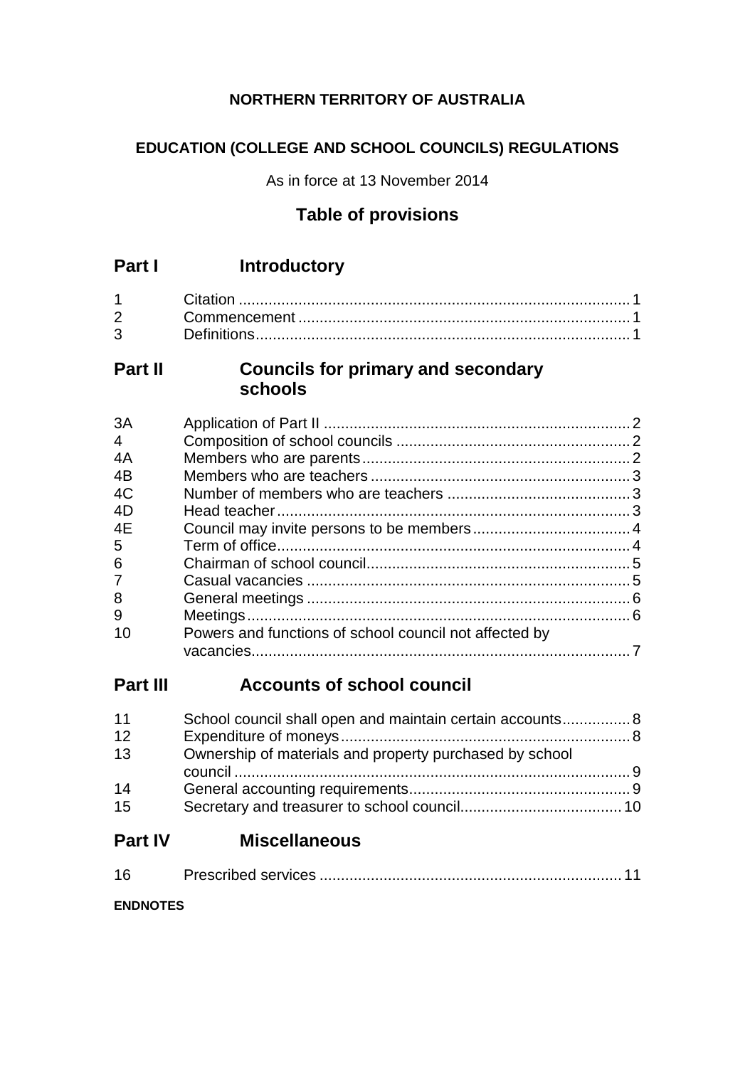**NORTHERN TERRITORY OF AUSTRALIA**

**EDUCATION (COLLEGE AND SCHOOL COUNCILS) REGULATIONS**

As in force at 13 November 2014

## Table of provisions

## Part I Introductory

| | | |
|---|---|---|
| 1 | Citation | 1 |
| 2 | Commencement | 1 |
| 3 | Definitions | 1 |

## Part II Councils for primary and secondary schools

| | | |
|---|---|---|
| 3A | Application of Part II | 2 |
| 4 | Composition of school councils | 2 |
| 4A | Members who are parents | 2 |
| 4B | Members who are teachers | 3 |
| 4C | Number of members who are teachers | 3 |
| 4D | Head teacher | 3 |
| 4E | Council may invite persons to be members | 4 |
| 5 | Term of office | 4 |
| 6 | Chairman of school council | 5 |
| 7 | Casual vacancies | 5 |
| 8 | General meetings | 6 |
| 9 | Meetings | 6 |
| 10 | Powers and functions of school council not affected by vacancies | 7 |

## Part III Accounts of school council

| | | |
|---|---|---|
| 11 | School council shall open and maintain certain accounts | 8 |
| 12 | Expenditure of moneys | 8 |
| 13 | Ownership of materials and property purchased by school council | 9 |
| 14 | General accounting requirements | 9 |
| 15 | Secretary and treasurer to school council | 10 |

## Part IV Miscellaneous

| | | |
|---|---|---|
| 16 | Prescribed services | 11 |

**ENDNOTES**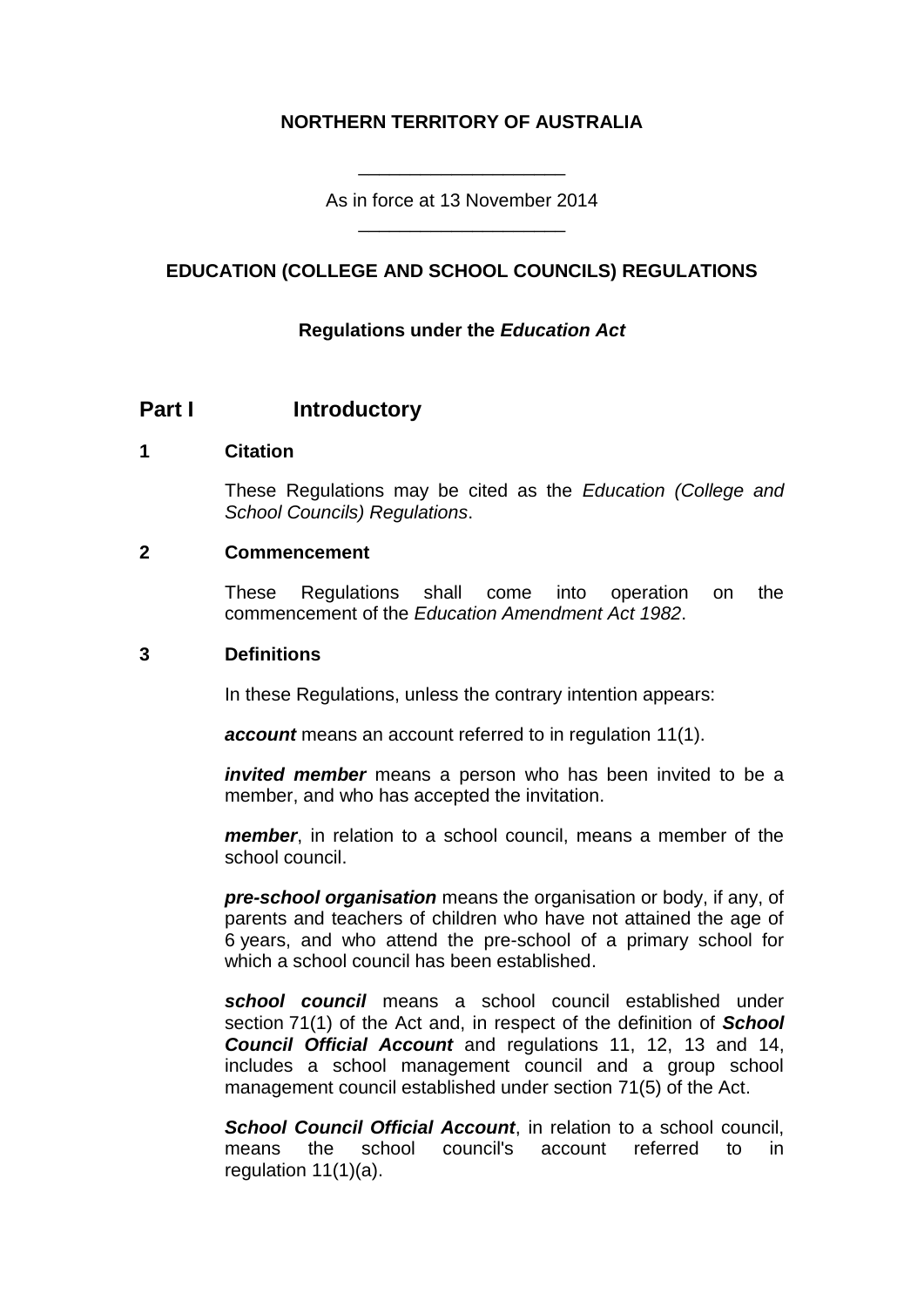**NORTHERN TERRITORY OF AUSTRALIA**

As in force at 13 November 2014

**EDUCATION (COLLEGE AND SCHOOL COUNCILS) REGULATIONS**

**Regulations under the *Education Act***

## Part I Introductory

### 1 Citation

These Regulations may be cited as the *Education (College and School Councils) Regulations*.

### 2 Commencement

These Regulations shall come into operation on the commencement of the *Education Amendment Act 1982*.

### 3 Definitions

In these Regulations, unless the contrary intention appears:

***account*** means an account referred to in regulation 11(1).

***invited member*** means a person who has been invited to be a member, and who has accepted the invitation.

***member***, in relation to a school council, means a member of the school council.

***pre-school organisation*** means the organisation or body, if any, of parents and teachers of children who have not attained the age of 6 years, and who attend the pre-school of a primary school for which a school council has been established.

***school council*** means a school council established under section 71(1) of the Act and, in respect of the definition of ***School Council Official Account*** and regulations 11, 12, 13 and 14, includes a school management council and a group school management council established under section 71(5) of the Act.

***School Council Official Account***, in relation to a school council, means the school council's account referred to in regulation 11(1)(a).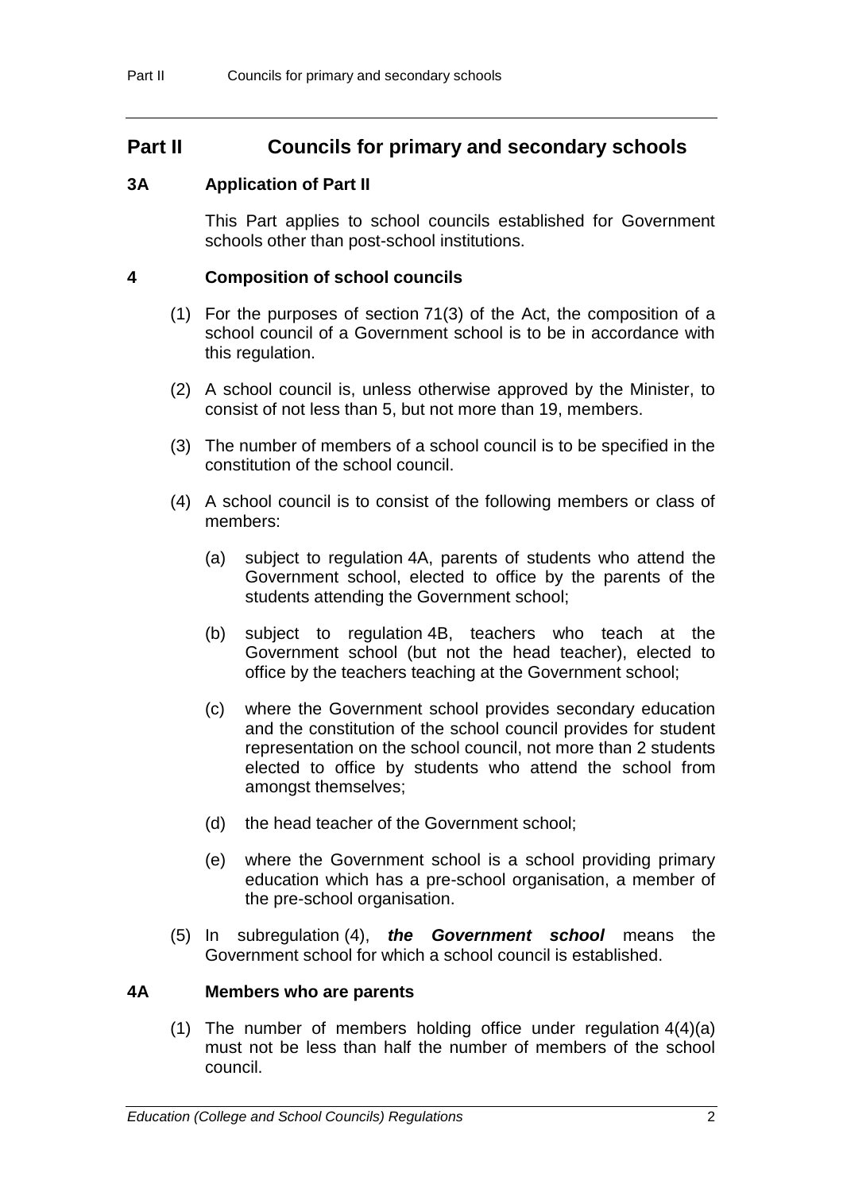## Part II Councils for primary and secondary schools

### 3A Application of Part II

This Part applies to school councils established for Government schools other than post-school institutions.

### 4 Composition of school councils

(1) For the purposes of section 71(3) of the Act, the composition of a school council of a Government school is to be in accordance with this regulation.

(2) A school council is, unless otherwise approved by the Minister, to consist of not less than 5, but not more than 19, members.

(3) The number of members of a school council is to be specified in the constitution of the school council.

(4) A school council is to consist of the following members or class of members:

(a) subject to regulation 4A, parents of students who attend the Government school, elected to office by the parents of the students attending the Government school;

(b) subject to regulation 4B, teachers who teach at the Government school (but not the head teacher), elected to office by the teachers teaching at the Government school;

(c) where the Government school provides secondary education and the constitution of the school council provides for student representation on the school council, not more than 2 students elected to office by students who attend the school from amongst themselves;

(d) the head teacher of the Government school;

(e) where the Government school is a school providing primary education which has a pre-school organisation, a member of the pre-school organisation.

(5) In subregulation (4), ***the Government school*** means the Government school for which a school council is established.

### 4A Members who are parents

(1) The number of members holding office under regulation 4(4)(a) must not be less than half the number of members of the school council.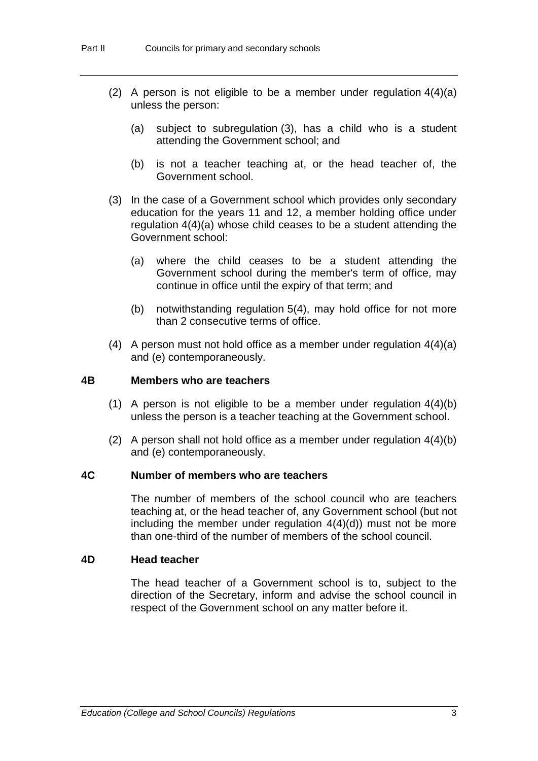(2) A person is not eligible to be a member under regulation 4(4)(a) unless the person:

(a) subject to subregulation (3), has a child who is a student attending the Government school; and

(b) is not a teacher teaching at, or the head teacher of, the Government school.

(3) In the case of a Government school which provides only secondary education for the years 11 and 12, a member holding office under regulation 4(4)(a) whose child ceases to be a student attending the Government school:

(a) where the child ceases to be a student attending the Government school during the member's term of office, may continue in office until the expiry of that term; and

(b) notwithstanding regulation 5(4), may hold office for not more than 2 consecutive terms of office.

(4) A person must not hold office as a member under regulation 4(4)(a) and (e) contemporaneously.

### 4B Members who are teachers

(1) A person is not eligible to be a member under regulation 4(4)(b) unless the person is a teacher teaching at the Government school.

(2) A person shall not hold office as a member under regulation 4(4)(b) and (e) contemporaneously.

### 4C Number of members who are teachers

The number of members of the school council who are teachers teaching at, or the head teacher of, any Government school (but not including the member under regulation 4(4)(d)) must not be more than one-third of the number of members of the school council.

### 4D Head teacher

The head teacher of a Government school is to, subject to the direction of the Secretary, inform and advise the school council in respect of the Government school on any matter before it.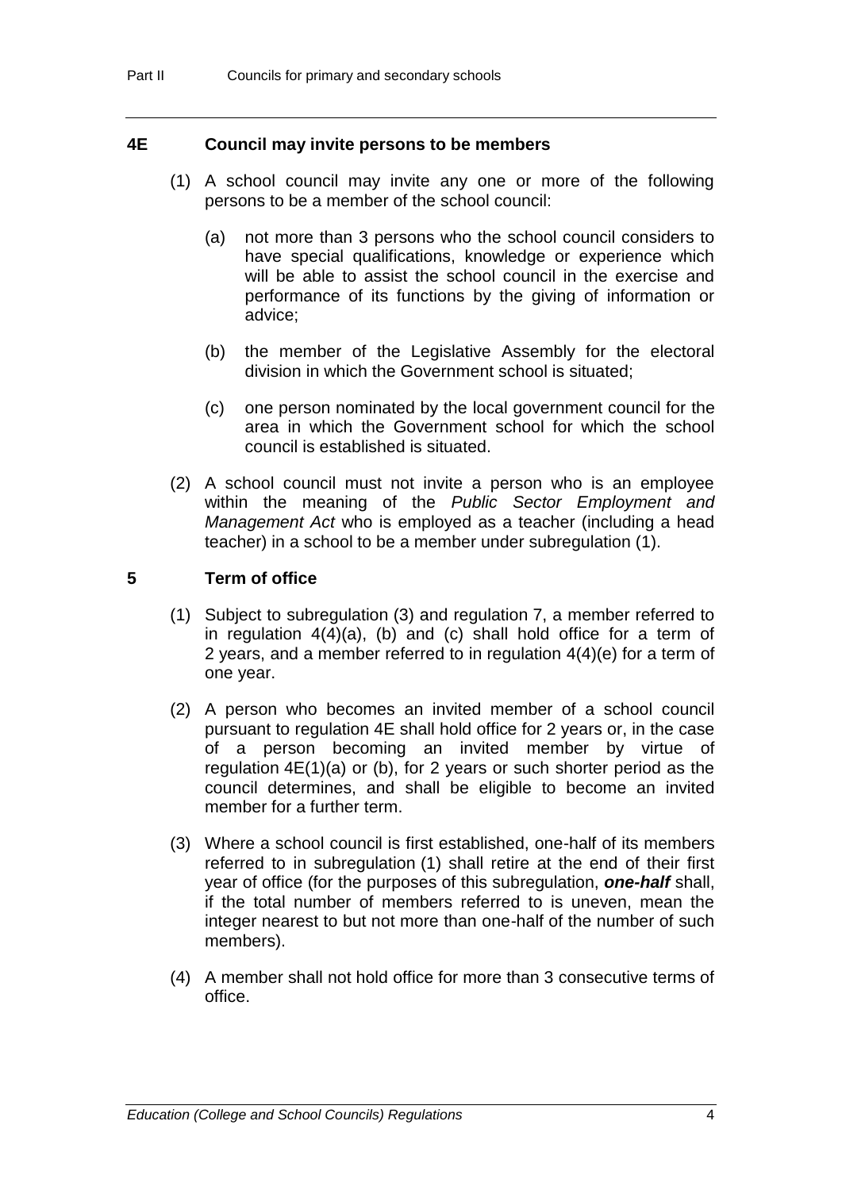## 4E Council may invite persons to be members

(1) A school council may invite any one or more of the following persons to be a member of the school council:

(a) not more than 3 persons who the school council considers to have special qualifications, knowledge or experience which will be able to assist the school council in the exercise and performance of its functions by the giving of information or advice;

(b) the member of the Legislative Assembly for the electoral division in which the Government school is situated;

(c) one person nominated by the local government council for the area in which the Government school for which the school council is established is situated.

(2) A school council must not invite a person who is an employee within the meaning of the *Public Sector Employment and Management Act* who is employed as a teacher (including a head teacher) in a school to be a member under subregulation (1).

## 5 Term of office

(1) Subject to subregulation (3) and regulation 7, a member referred to in regulation 4(4)(a), (b) and (c) shall hold office for a term of 2 years, and a member referred to in regulation 4(4)(e) for a term of one year.

(2) A person who becomes an invited member of a school council pursuant to regulation 4E shall hold office for 2 years or, in the case of a person becoming an invited member by virtue of regulation 4E(1)(a) or (b), for 2 years or such shorter period as the council determines, and shall be eligible to become an invited member for a further term.

(3) Where a school council is first established, one-half of its members referred to in subregulation (1) shall retire at the end of their first year of office (for the purposes of this subregulation, ***one-half*** shall, if the total number of members referred to is uneven, mean the integer nearest to but not more than one-half of the number of such members).

(4) A member shall not hold office for more than 3 consecutive terms of office.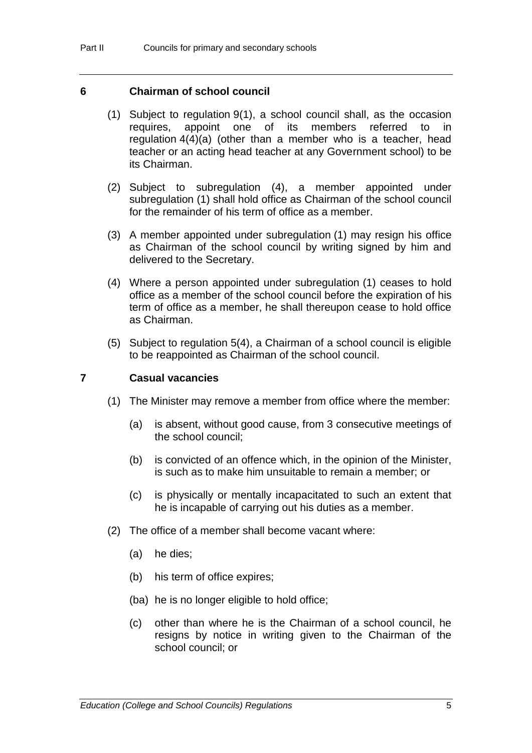## 6 Chairman of school council

(1) Subject to regulation 9(1), a school council shall, as the occasion requires, appoint one of its members referred to in regulation 4(4)(a) (other than a member who is a teacher, head teacher or an acting head teacher at any Government school) to be its Chairman.

(2) Subject to subregulation (4), a member appointed under subregulation (1) shall hold office as Chairman of the school council for the remainder of his term of office as a member.

(3) A member appointed under subregulation (1) may resign his office as Chairman of the school council by writing signed by him and delivered to the Secretary.

(4) Where a person appointed under subregulation (1) ceases to hold office as a member of the school council before the expiration of his term of office as a member, he shall thereupon cease to hold office as Chairman.

(5) Subject to regulation 5(4), a Chairman of a school council is eligible to be reappointed as Chairman of the school council.

## 7 Casual vacancies

(1) The Minister may remove a member from office where the member:

- (a) is absent, without good cause, from 3 consecutive meetings of the school council;
- (b) is convicted of an offence which, in the opinion of the Minister, is such as to make him unsuitable to remain a member; or
- (c) is physically or mentally incapacitated to such an extent that he is incapable of carrying out his duties as a member.

(2) The office of a member shall become vacant where:

- (a) he dies;
- (b) his term of office expires;
- (ba) he is no longer eligible to hold office;
- (c) other than where he is the Chairman of a school council, he resigns by notice in writing given to the Chairman of the school council; or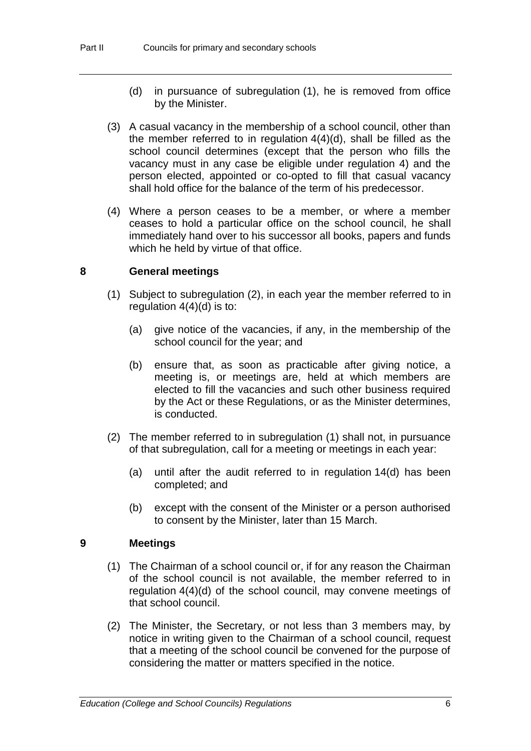(d) in pursuance of subregulation (1), he is removed from office by the Minister.

(3) A casual vacancy in the membership of a school council, other than the member referred to in regulation 4(4)(d), shall be filled as the school council determines (except that the person who fills the vacancy must in any case be eligible under regulation 4) and the person elected, appointed or co-opted to fill that casual vacancy shall hold office for the balance of the term of his predecessor.

(4) Where a person ceases to be a member, or where a member ceases to hold a particular office on the school council, he shall immediately hand over to his successor all books, papers and funds which he held by virtue of that office.

## 8 General meetings

(1) Subject to subregulation (2), in each year the member referred to in regulation 4(4)(d) is to:

(a) give notice of the vacancies, if any, in the membership of the school council for the year; and

(b) ensure that, as soon as practicable after giving notice, a meeting is, or meetings are, held at which members are elected to fill the vacancies and such other business required by the Act or these Regulations, or as the Minister determines, is conducted.

(2) The member referred to in subregulation (1) shall not, in pursuance of that subregulation, call for a meeting or meetings in each year:

(a) until after the audit referred to in regulation 14(d) has been completed; and

(b) except with the consent of the Minister or a person authorised to consent by the Minister, later than 15 March.

## 9 Meetings

(1) The Chairman of a school council or, if for any reason the Chairman of the school council is not available, the member referred to in regulation 4(4)(d) of the school council, may convene meetings of that school council.

(2) The Minister, the Secretary, or not less than 3 members may, by notice in writing given to the Chairman of a school council, request that a meeting of the school council be convened for the purpose of considering the matter or matters specified in the notice.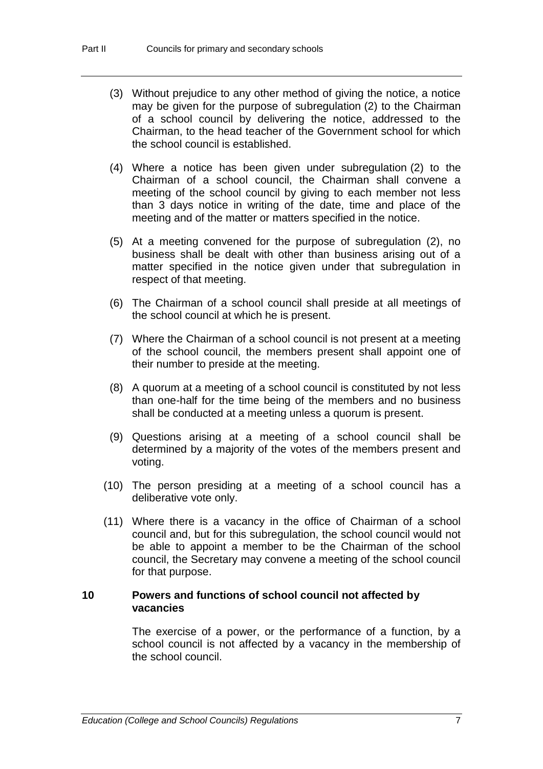(3) Without prejudice to any other method of giving the notice, a notice may be given for the purpose of subregulation (2) to the Chairman of a school council by delivering the notice, addressed to the Chairman, to the head teacher of the Government school for which the school council is established.

(4) Where a notice has been given under subregulation (2) to the Chairman of a school council, the Chairman shall convene a meeting of the school council by giving to each member not less than 3 days notice in writing of the date, time and place of the meeting and of the matter or matters specified in the notice.

(5) At a meeting convened for the purpose of subregulation (2), no business shall be dealt with other than business arising out of a matter specified in the notice given under that subregulation in respect of that meeting.

(6) The Chairman of a school council shall preside at all meetings of the school council at which he is present.

(7) Where the Chairman of a school council is not present at a meeting of the school council, the members present shall appoint one of their number to preside at the meeting.

(8) A quorum at a meeting of a school council is constituted by not less than one-half for the time being of the members and no business shall be conducted at a meeting unless a quorum is present.

(9) Questions arising at a meeting of a school council shall be determined by a majority of the votes of the members present and voting.

(10) The person presiding at a meeting of a school council has a deliberative vote only.

(11) Where there is a vacancy in the office of Chairman of a school council and, but for this subregulation, the school council would not be able to appoint a member to be the Chairman of the school council, the Secretary may convene a meeting of the school council for that purpose.

### 10 Powers and functions of school council not affected by vacancies

The exercise of a power, or the performance of a function, by a school council is not affected by a vacancy in the membership of the school council.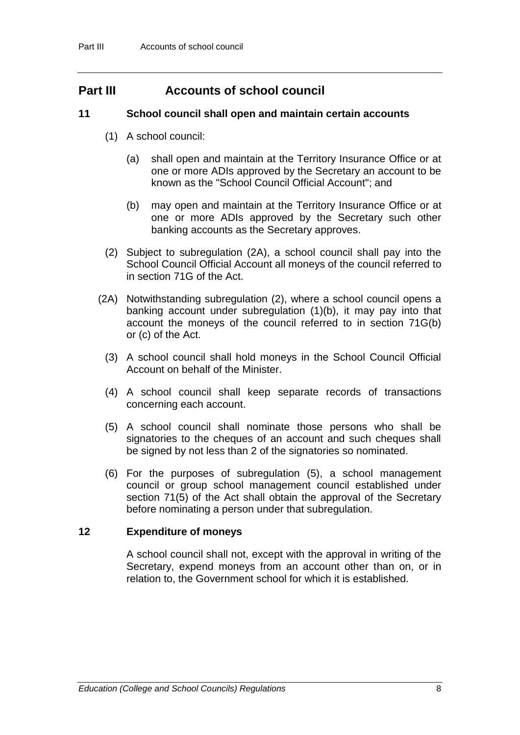## Part III Accounts of school council

### 11 School council shall open and maintain certain accounts

(1) A school council:

(a) shall open and maintain at the Territory Insurance Office or at one or more ADIs approved by the Secretary an account to be known as the "School Council Official Account"; and

(b) may open and maintain at the Territory Insurance Office or at one or more ADIs approved by the Secretary such other banking accounts as the Secretary approves.

(2) Subject to subregulation (2A), a school council shall pay into the School Council Official Account all moneys of the council referred to in section 71G of the Act.

(2A) Notwithstanding subregulation (2), where a school council opens a banking account under subregulation (1)(b), it may pay into that account the moneys of the council referred to in section 71G(b) or (c) of the Act.

(3) A school council shall hold moneys in the School Council Official Account on behalf of the Minister.

(4) A school council shall keep separate records of transactions concerning each account.

(5) A school council shall nominate those persons who shall be signatories to the cheques of an account and such cheques shall be signed by not less than 2 of the signatories so nominated.

(6) For the purposes of subregulation (5), a school management council or group school management council established under section 71(5) of the Act shall obtain the approval of the Secretary before nominating a person under that subregulation.

### 12 Expenditure of moneys

A school council shall not, except with the approval in writing of the Secretary, expend moneys from an account other than on, or in relation to, the Government school for which it is established.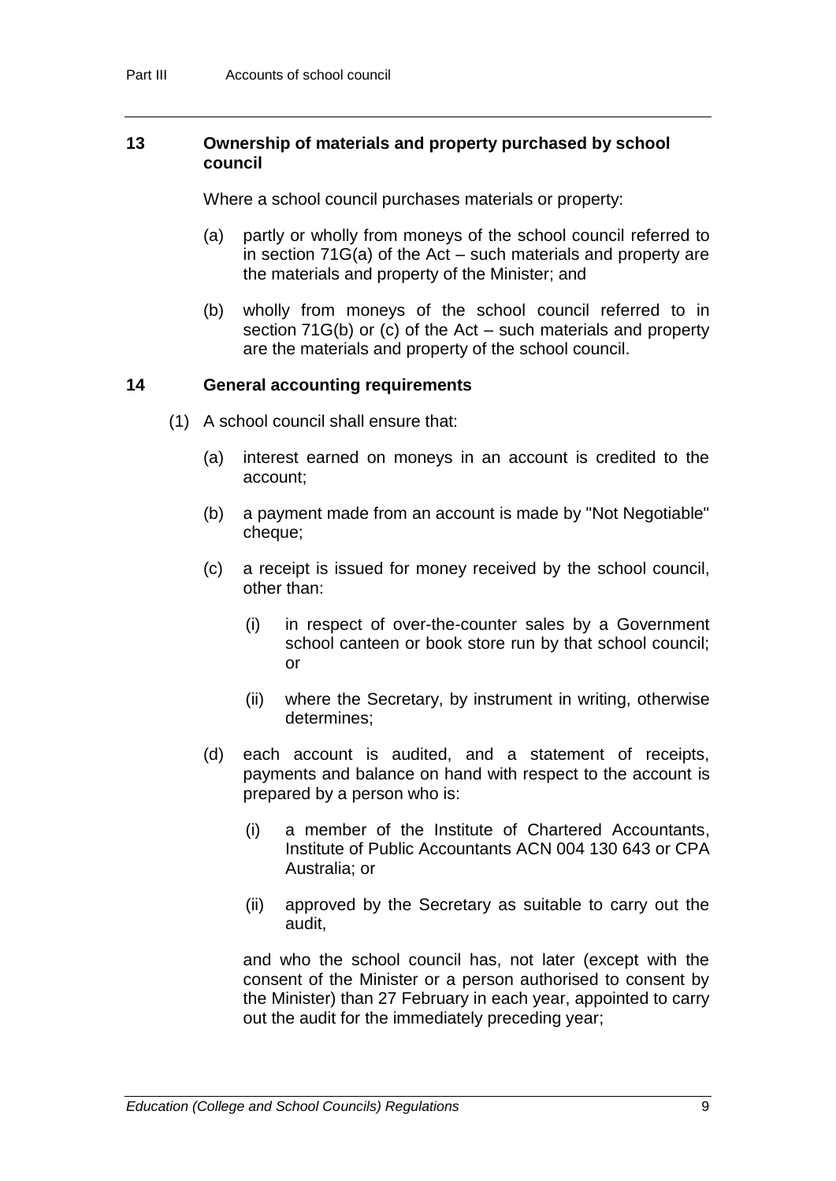## 13 Ownership of materials and property purchased by school council

Where a school council purchases materials or property:

(a) partly or wholly from moneys of the school council referred to in section 71G(a) of the Act – such materials and property are the materials and property of the Minister; and

(b) wholly from moneys of the school council referred to in section 71G(b) or (c) of the Act – such materials and property are the materials and property of the school council.

## 14 General accounting requirements

(1) A school council shall ensure that:

(a) interest earned on moneys in an account is credited to the account;

(b) a payment made from an account is made by "Not Negotiable" cheque;

(c) a receipt is issued for money received by the school council, other than:

(i) in respect of over-the-counter sales by a Government school canteen or book store run by that school council; or

(ii) where the Secretary, by instrument in writing, otherwise determines;

(d) each account is audited, and a statement of receipts, payments and balance on hand with respect to the account is prepared by a person who is:

(i) a member of the Institute of Chartered Accountants, Institute of Public Accountants ACN 004 130 643 or CPA Australia; or

(ii) approved by the Secretary as suitable to carry out the audit,

and who the school council has, not later (except with the consent of the Minister or a person authorised to consent by the Minister) than 27 February in each year, appointed to carry out the audit for the immediately preceding year;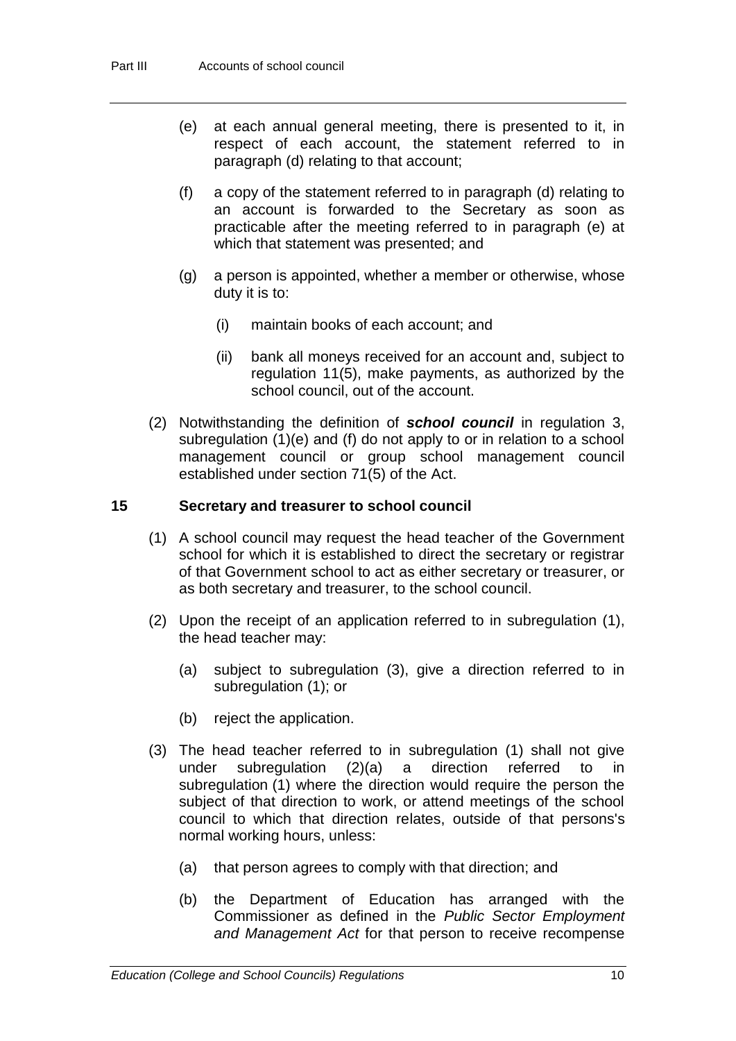(e) at each annual general meeting, there is presented to it, in respect of each account, the statement referred to in paragraph (d) relating to that account;

(f) a copy of the statement referred to in paragraph (d) relating to an account is forwarded to the Secretary as soon as practicable after the meeting referred to in paragraph (e) at which that statement was presented; and

(g) a person is appointed, whether a member or otherwise, whose duty it is to:

(i) maintain books of each account; and

(ii) bank all moneys received for an account and, subject to regulation 11(5), make payments, as authorized by the school council, out of the account.

(2) Notwithstanding the definition of ***school council*** in regulation 3, subregulation (1)(e) and (f) do not apply to or in relation to a school management council or group school management council established under section 71(5) of the Act.

## 15 Secretary and treasurer to school council

(1) A school council may request the head teacher of the Government school for which it is established to direct the secretary or registrar of that Government school to act as either secretary or treasurer, or as both secretary and treasurer, to the school council.

(2) Upon the receipt of an application referred to in subregulation (1), the head teacher may:

(a) subject to subregulation (3), give a direction referred to in subregulation (1); or

(b) reject the application.

(3) The head teacher referred to in subregulation (1) shall not give under subregulation (2)(a) a direction referred to in subregulation (1) where the direction would require the person the subject of that direction to work, or attend meetings of the school council to which that direction relates, outside of that persons's normal working hours, unless:

(a) that person agrees to comply with that direction; and

(b) the Department of Education has arranged with the Commissioner as defined in the *Public Sector Employment and Management Act* for that person to receive recompense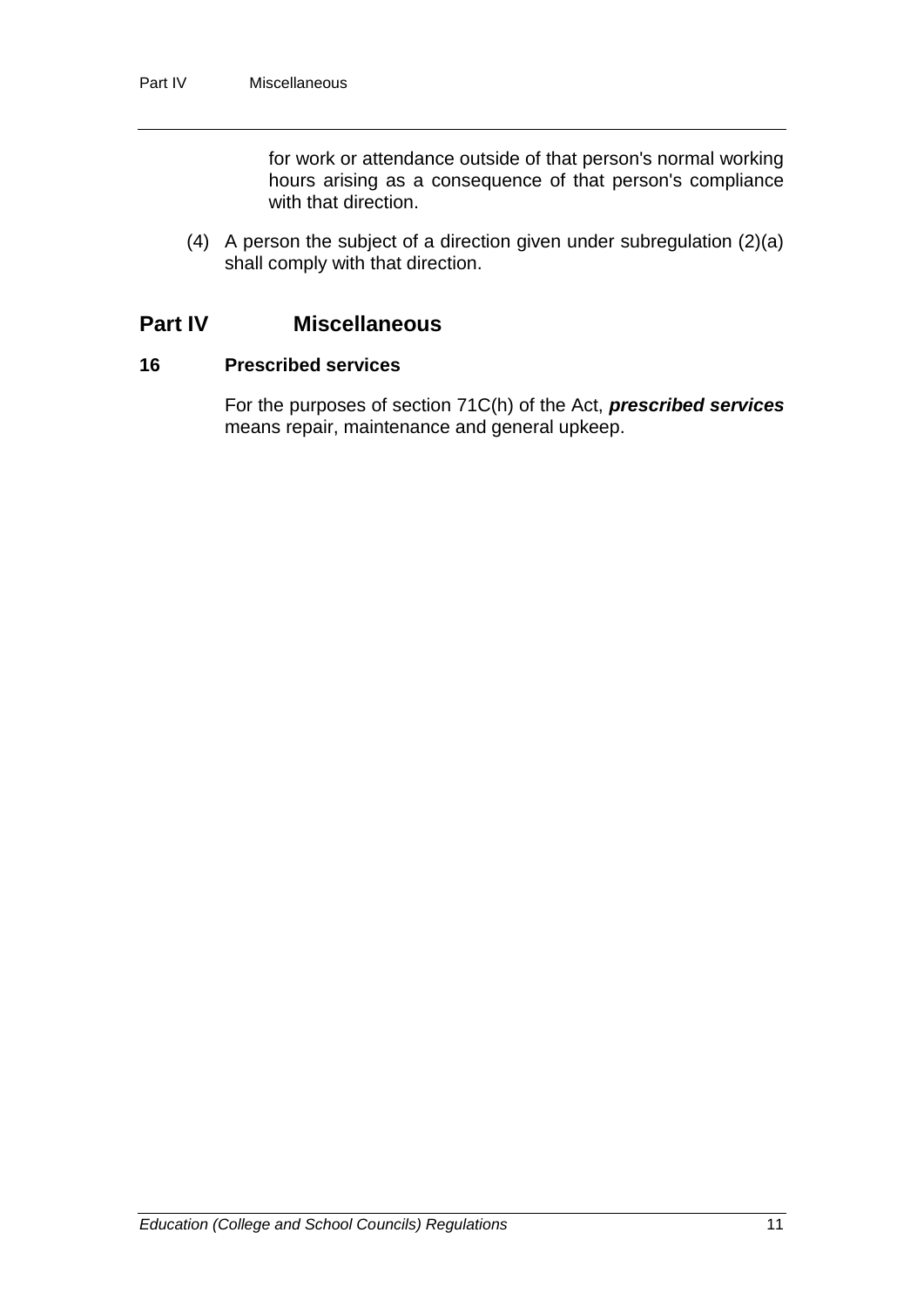for work or attendance outside of that person's normal working hours arising as a consequence of that person's compliance with that direction.

(4) A person the subject of a direction given under subregulation (2)(a) shall comply with that direction.

## Part IV Miscellaneous

### 16 Prescribed services

For the purposes of section 71C(h) of the Act, ***prescribed services*** means repair, maintenance and general upkeep.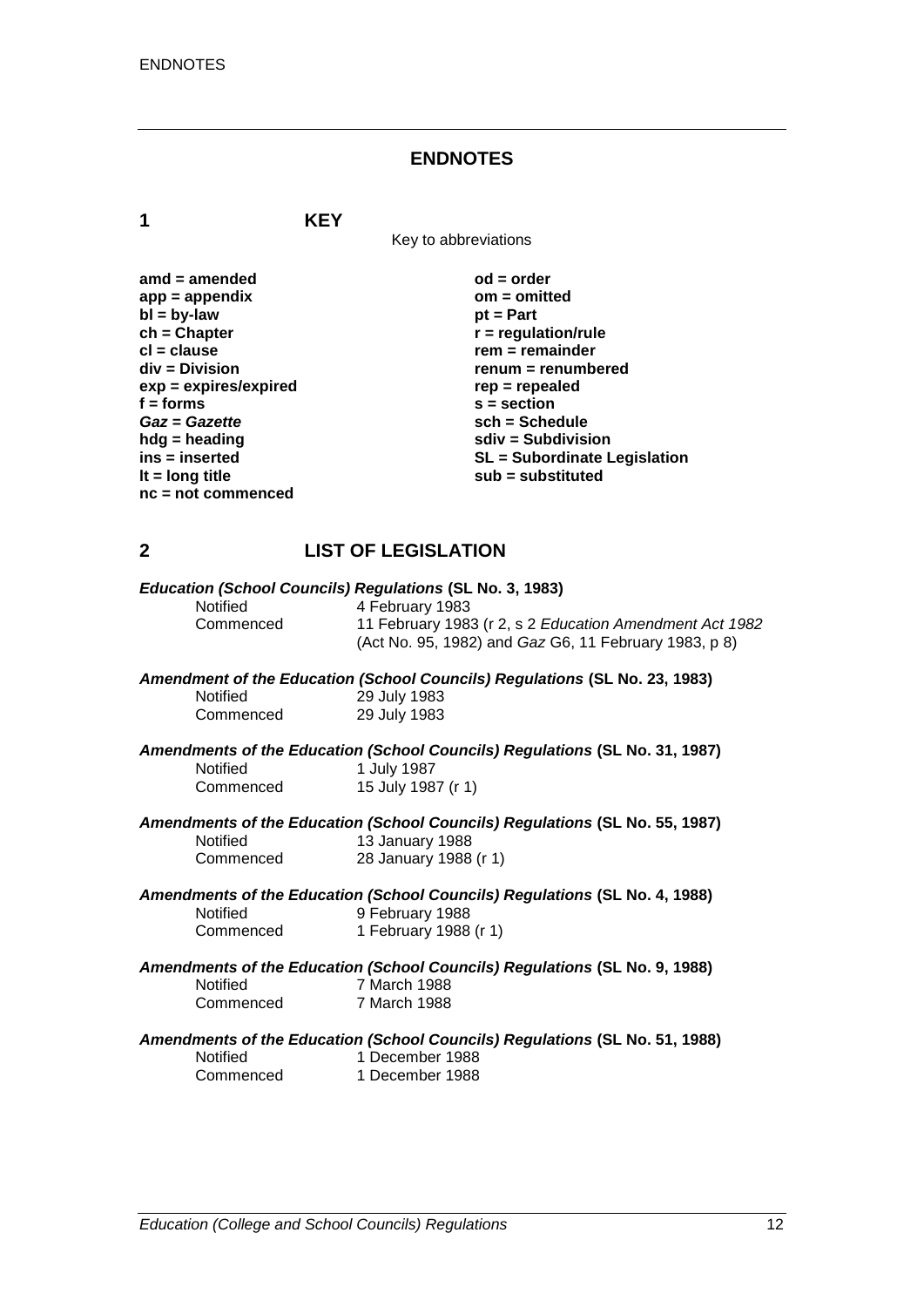# ENDNOTES

## 1 KEY

Key to abbreviations

| | |
|---|---|
| **amd = amended** | **od = order** |
| **app = appendix** | **om = omitted** |
| **bl = by-law** | **pt = Part** |
| **ch = Chapter** | **r = regulation/rule** |
| **cl = clause** | **rem = remainder** |
| **div = Division** | **renum = renumbered** |
| **exp = expires/expired** | **rep = repealed** |
| **f = forms** | **s = section** |
| ***Gaz* = *Gazette*** | **sch = Schedule** |
| **hdg = heading** | **sdiv = Subdivision** |
| **ins = inserted** | **SL = Subordinate Legislation** |
| **lt = long title** | **sub = substituted** |
| **nc = not commenced** | |

## 2 LIST OF LEGISLATION

***Education (School Councils) Regulations* (SL No. 3, 1983)**

| | |
|---|---|
| Notified | 4 February 1983 |
| Commenced | 11 February 1983 (r 2, s 2 *Education Amendment Act 1982* (Act No. 95, 1982) and *Gaz* G6, 11 February 1983, p 8) |

***Amendment of the Education (School Councils) Regulations* (SL No. 23, 1983)**

| | |
|---|---|
| Notified | 29 July 1983 |
| Commenced | 29 July 1983 |

***Amendments of the Education (School Councils) Regulations* (SL No. 31, 1987)**

| | |
|---|---|
| Notified | 1 July 1987 |
| Commenced | 15 July 1987 (r 1) |

***Amendments of the Education (School Councils) Regulations* (SL No. 55, 1987)**

| | |
|---|---|
| Notified | 13 January 1988 |
| Commenced | 28 January 1988 (r 1) |

***Amendments of the Education (School Councils) Regulations* (SL No. 4, 1988)**

| | |
|---|---|
| Notified | 9 February 1988 |
| Commenced | 1 February 1988 (r 1) |

***Amendments of the Education (School Councils) Regulations* (SL No. 9, 1988)**

| | |
|---|---|
| Notified | 7 March 1988 |
| Commenced | 7 March 1988 |

***Amendments of the Education (School Councils) Regulations* (SL No. 51, 1988)**

| | |
|---|---|
| Notified | 1 December 1988 |
| Commenced | 1 December 1988 |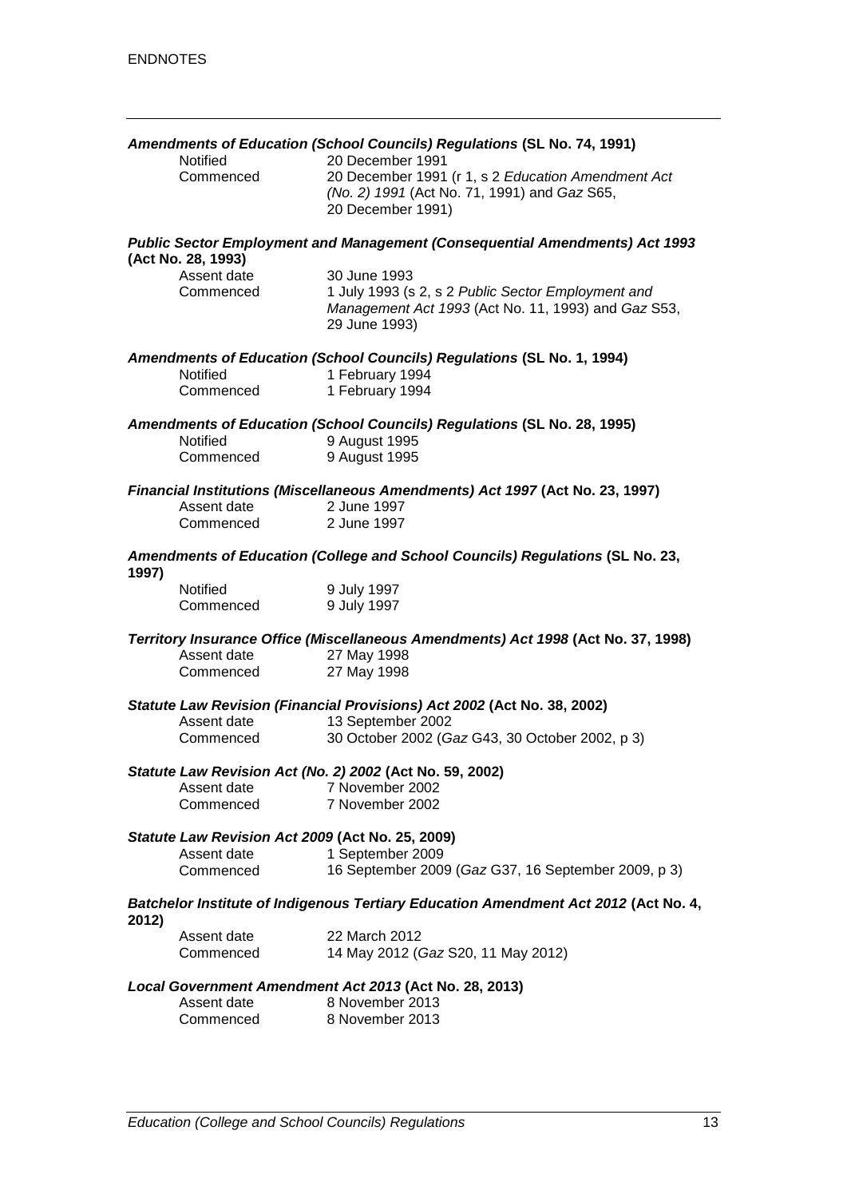***Amendments of Education (School Councils) Regulations* (SL No. 74, 1991)**

| | |
|---|---|
| Notified | 20 December 1991 |
| Commenced | 20 December 1991 (r 1, s 2 *Education Amendment Act (No. 2) 1991* (Act No. 71, 1991) and *Gaz* S65, 20 December 1991) |

***Public Sector Employment and Management (Consequential Amendments) Act 1993* (Act No. 28, 1993)**

| | |
|---|---|
| Assent date | 30 June 1993 |
| Commenced | 1 July 1993 (s 2, s 2 *Public Sector Employment and Management Act 1993* (Act No. 11, 1993) and *Gaz* S53, 29 June 1993) |

***Amendments of Education (School Councils) Regulations* (SL No. 1, 1994)**

| | |
|---|---|
| Notified | 1 February 1994 |
| Commenced | 1 February 1994 |

***Amendments of Education (School Councils) Regulations* (SL No. 28, 1995)**

| | |
|---|---|
| Notified | 9 August 1995 |
| Commenced | 9 August 1995 |

***Financial Institutions (Miscellaneous Amendments) Act 1997* (Act No. 23, 1997)**

| | |
|---|---|
| Assent date | 2 June 1997 |
| Commenced | 2 June 1997 |

***Amendments of Education (College and School Councils) Regulations* (SL No. 23, 1997)**

| | |
|---|---|
| Notified | 9 July 1997 |
| Commenced | 9 July 1997 |

***Territory Insurance Office (Miscellaneous Amendments) Act 1998* (Act No. 37, 1998)**

| | |
|---|---|
| Assent date | 27 May 1998 |
| Commenced | 27 May 1998 |

***Statute Law Revision (Financial Provisions) Act 2002* (Act No. 38, 2002)**

| | |
|---|---|
| Assent date | 13 September 2002 |
| Commenced | 30 October 2002 (*Gaz* G43, 30 October 2002, p 3) |

***Statute Law Revision Act (No. 2) 2002* (Act No. 59, 2002)**

| | |
|---|---|
| Assent date | 7 November 2002 |
| Commenced | 7 November 2002 |

***Statute Law Revision Act 2009* (Act No. 25, 2009)**

| | |
|---|---|
| Assent date | 1 September 2009 |
| Commenced | 16 September 2009 (*Gaz* G37, 16 September 2009, p 3) |

***Batchelor Institute of Indigenous Tertiary Education Amendment Act 2012* (Act No. 4, 2012)**

| | |
|---|---|
| Assent date | 22 March 2012 |
| Commenced | 14 May 2012 (*Gaz* S20, 11 May 2012) |

***Local Government Amendment Act 2013* (Act No. 28, 2013)**

| | |
|---|---|
| Assent date | 8 November 2013 |
| Commenced | 8 November 2013 |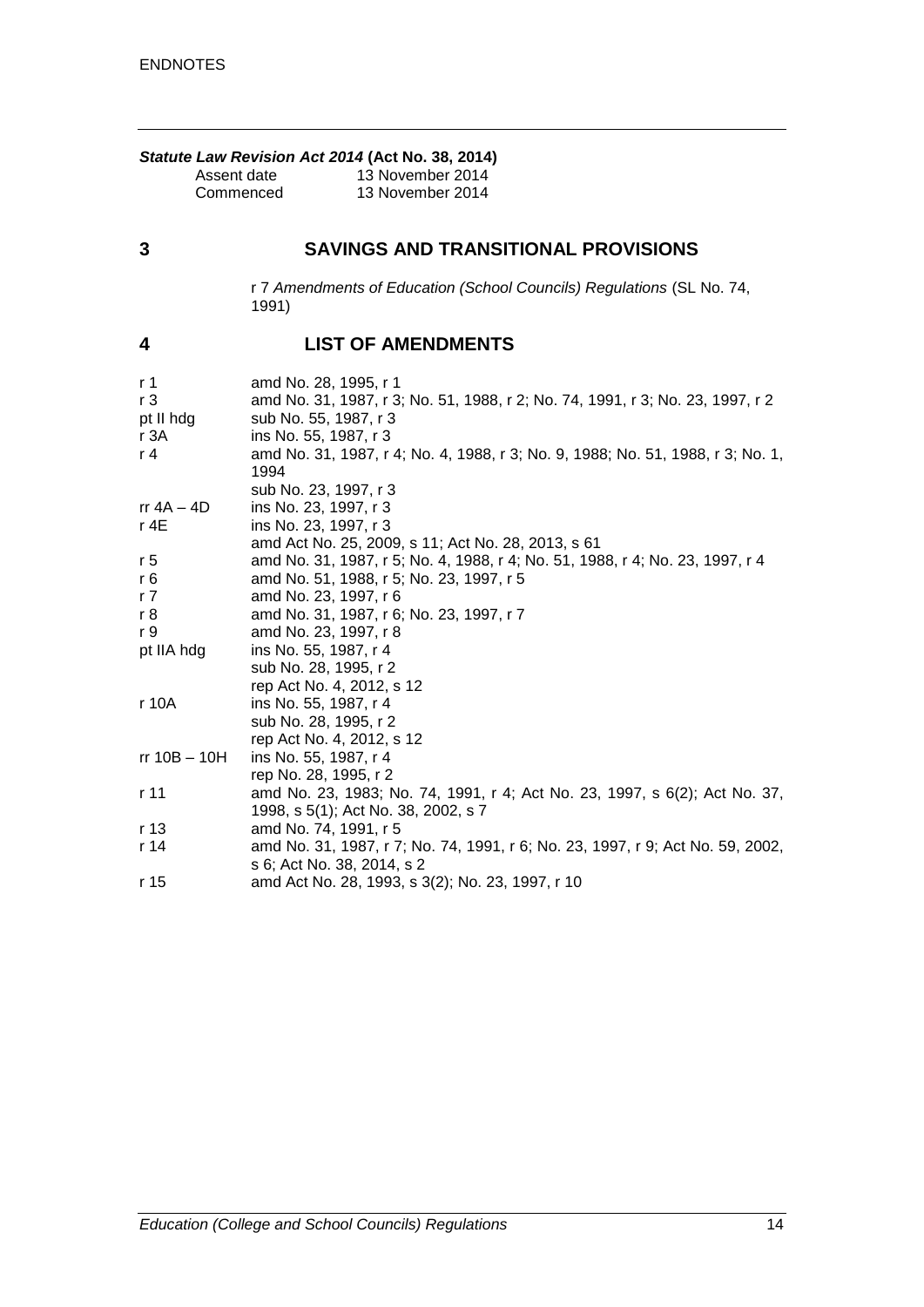***Statute Law Revision Act 2014* (Act No. 38, 2014)**

| | |
|---|---|
| Assent date | 13 November 2014 |
| Commenced | 13 November 2014 |

## 3 SAVINGS AND TRANSITIONAL PROVISIONS

r 7 *Amendments of Education (School Councils) Regulations* (SL No. 74, 1991)

## 4 LIST OF AMENDMENTS

| | |
|---|---|
| r 1 | amd No. 28, 1995, r 1 |
| r 3 | amd No. 31, 1987, r 3; No. 51, 1988, r 2; No. 74, 1991, r 3; No. 23, 1997, r 2 |
| pt II hdg | sub No. 55, 1987, r 3 |
| r 3A | ins No. 55, 1987, r 3 |
| r 4 | amd No. 31, 1987, r 4; No. 4, 1988, r 3; No. 9, 1988; No. 51, 1988, r 3; No. 1, 1994 |
| | sub No. 23, 1997, r 3 |
| rr 4A – 4D | ins No. 23, 1997, r 3 |
| r 4E | ins No. 23, 1997, r 3 |
| | amd Act No. 25, 2009, s 11; Act No. 28, 2013, s 61 |
| r 5 | amd No. 31, 1987, r 5; No. 4, 1988, r 4; No. 51, 1988, r 4; No. 23, 1997, r 4 |
| r 6 | amd No. 51, 1988, r 5; No. 23, 1997, r 5 |
| r 7 | amd No. 23, 1997, r 6 |
| r 8 | amd No. 31, 1987, r 6; No. 23, 1997, r 7 |
| r 9 | amd No. 23, 1997, r 8 |
| pt IIA hdg | ins No. 55, 1987, r 4 |
| | sub No. 28, 1995, r 2 |
| | rep Act No. 4, 2012, s 12 |
| r 10A | ins No. 55, 1987, r 4 |
| | sub No. 28, 1995, r 2 |
| | rep Act No. 4, 2012, s 12 |
| rr 10B – 10H | ins No. 55, 1987, r 4 |
| | rep No. 28, 1995, r 2 |
| r 11 | amd No. 23, 1983; No. 74, 1991, r 4; Act No. 23, 1997, s 6(2); Act No. 37, 1998, s 5(1); Act No. 38, 2002, s 7 |
| r 13 | amd No. 74, 1991, r 5 |
| r 14 | amd No. 31, 1987, r 7; No. 74, 1991, r 6; No. 23, 1997, r 9; Act No. 59, 2002, s 6; Act No. 38, 2014, s 2 |
| r 15 | amd Act No. 28, 1993, s 3(2); No. 23, 1997, r 10 |